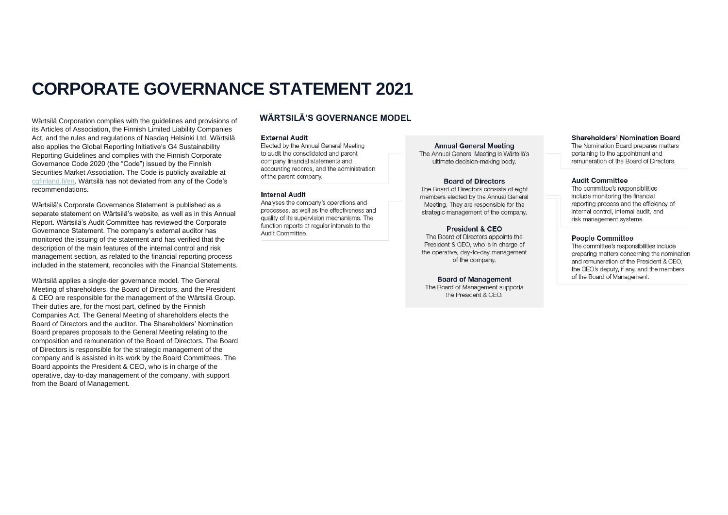# CORPORATE GOVERNANCE STATEMENT 2021

Wärtsilä Corporation complies with the guidelines and provisions of its Articles of Association, the Finnish Limited Liability Companies Act, and the rules and regulations of Nasdaq Helsinki Ltd. Wärtsilä also applies the Global Reporting Initiative's G4 Sustainability Reporting Guidelines and complies with the Finnish Corporate Governance Code 2020 (the "Code") issued by the Finnish Securities Market Association. The Code is publicly available at cgfinland.fi/en. Wärtsilä has not deviated from any of the Code's recommendations.

Wärtsilä's Corporate Governance Statement is published as a separate statement on Wärtsilä's website, as well as in this Annual Report. Wärtsilä's Audit Committee has reviewed the Corporate Governance Statement. The company's external auditor has monitored the issuing of the statement and has verified that the description of the main features of the internal control and risk management section, as related to the financial reporting process included in the statement, reconciles with the Financial Statements.

Wärtsilä applies a single-tier governance model. The General Meeting of shareholders, the Board of Directors, and the President & CEO are responsible for the management of the Wärtsilä Group. Their duties are, for the most part, defined by the Finnish Companies Act. The General Meeting of shareholders elects the Board of Directors and the auditor. The Shareholders' Nomination Board prepares proposals to the General Meeting relating to the composition and remuneration of the Board of Directors. The Board of Directors is responsible for the strategic management of the company and is assisted in its work by the Board Committees. The Board appoints the President & CEO, who is in charge of the operative, day-to-day management of the company, with support from the Board of Management.

## WÄRTSILÄ'S GOVERNANCE MODEL

**External Audit**
Elected by the Annual General Meeting to audit the consolidated and parent company financial statements and accounting records, and the administration of the parent company.

**Internal Audit**
Analyses the company's operations and processes, as well as the effectiveness and quality of its supervision mechanisms. The function reports at regular intervals to the Audit Committee.

**Annual General Meeting**
The Annual General Meeting is Wärtsilä's ultimate decision-making body.

**Board of Directors**
The Board of Directors consists of eight members elected by the Annual General Meeting. They are responsible for the strategic management of the company.

**President & CEO**
The Board of Directors appoints the President & CEO, who is in charge of the operative, day-to-day management of the company.

**Board of Management**
The Board of Management supports the President & CEO.

**Shareholders' Nomination Board**
The Nomination Board prepares matters pertaining to the appointment and remuneration of the Board of Directors.

**Audit Committee**
The committee's responsibilities include monitoring the financial reporting process and the efficiency of internal control, internal audit, and risk management systems.

**People Committee**
The committee's responsibilities include preparing matters concerning the nomination and remuneration of the President & CEO, the CEO's deputy, if any, and the members of the Board of Management.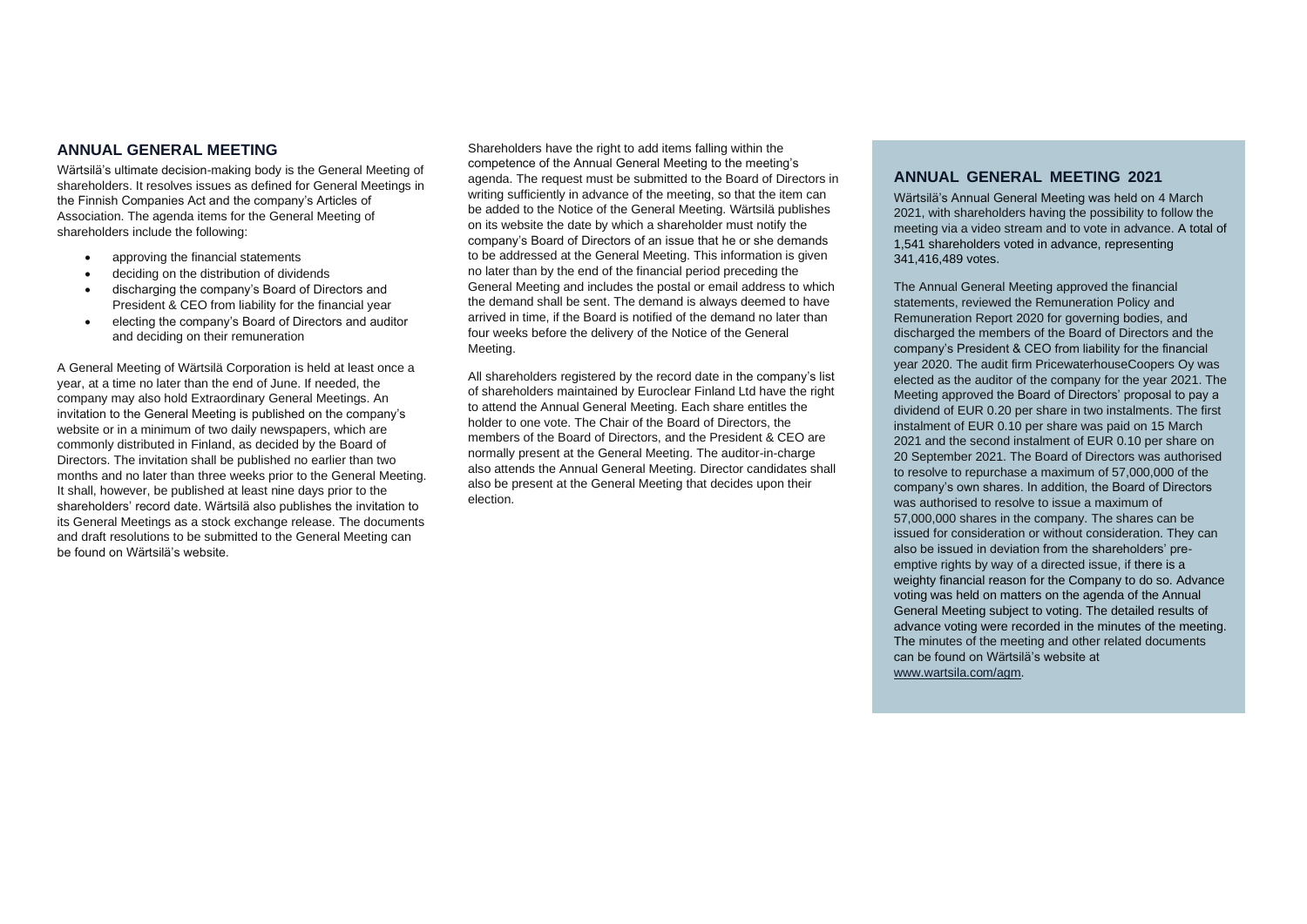## ANNUAL GENERAL MEETING

Wärtsilä's ultimate decision-making body is the General Meeting of shareholders. It resolves issues as defined for General Meetings in the Finnish Companies Act and the company's Articles of Association. The agenda items for the General Meeting of shareholders include the following:

- approving the financial statements
- deciding on the distribution of dividends
- discharging the company's Board of Directors and President & CEO from liability for the financial year
- electing the company's Board of Directors and auditor and deciding on their remuneration

A General Meeting of Wärtsilä Corporation is held at least once a year, at a time no later than the end of June. If needed, the company may also hold Extraordinary General Meetings. An invitation to the General Meeting is published on the company's website or in a minimum of two daily newspapers, which are commonly distributed in Finland, as decided by the Board of Directors. The invitation shall be published no earlier than two months and no later than three weeks prior to the General Meeting. It shall, however, be published at least nine days prior to the shareholders' record date. Wärtsilä also publishes the invitation to its General Meetings as a stock exchange release. The documents and draft resolutions to be submitted to the General Meeting can be found on Wärtsilä's website.

Shareholders have the right to add items falling within the competence of the Annual General Meeting to the meeting's agenda. The request must be submitted to the Board of Directors in writing sufficiently in advance of the meeting, so that the item can be added to the Notice of the General Meeting. Wärtsilä publishes on its website the date by which a shareholder must notify the company's Board of Directors of an issue that he or she demands to be addressed at the General Meeting. This information is given no later than by the end of the financial period preceding the General Meeting and includes the postal or email address to which the demand shall be sent. The demand is always deemed to have arrived in time, if the Board is notified of the demand no later than four weeks before the delivery of the Notice of the General Meeting.

All shareholders registered by the record date in the company's list of shareholders maintained by Euroclear Finland Ltd have the right to attend the Annual General Meeting. Each share entitles the holder to one vote. The Chair of the Board of Directors, the members of the Board of Directors, and the President & CEO are normally present at the General Meeting. The auditor-in-charge also attends the Annual General Meeting. Director candidates shall also be present at the General Meeting that decides upon their election.

## ANNUAL GENERAL MEETING 2021

Wärtsilä's Annual General Meeting was held on 4 March 2021, with shareholders having the possibility to follow the meeting via a video stream and to vote in advance. A total of 1,541 shareholders voted in advance, representing 341,416,489 votes.

The Annual General Meeting approved the financial statements, reviewed the Remuneration Policy and Remuneration Report 2020 for governing bodies, and discharged the members of the Board of Directors and the company's President & CEO from liability for the financial year 2020. The audit firm PricewaterhouseCoopers Oy was elected as the auditor of the company for the year 2021. The Meeting approved the Board of Directors' proposal to pay a dividend of EUR 0.20 per share in two instalments. The first instalment of EUR 0.10 per share was paid on 15 March 2021 and the second instalment of EUR 0.10 per share on 20 September 2021. The Board of Directors was authorised to resolve to repurchase a maximum of 57,000,000 of the company's own shares. In addition, the Board of Directors was authorised to resolve to issue a maximum of 57,000,000 shares in the company. The shares can be issued for consideration or without consideration. They can also be issued in deviation from the shareholders' pre-emptive rights by way of a directed issue, if there is a weighty financial reason for the Company to do so. Advance voting was held on matters on the agenda of the Annual General Meeting subject to voting. The detailed results of advance voting were recorded in the minutes of the meeting. The minutes of the meeting and other related documents can be found on Wärtsilä's website at www.wartsila.com/agm.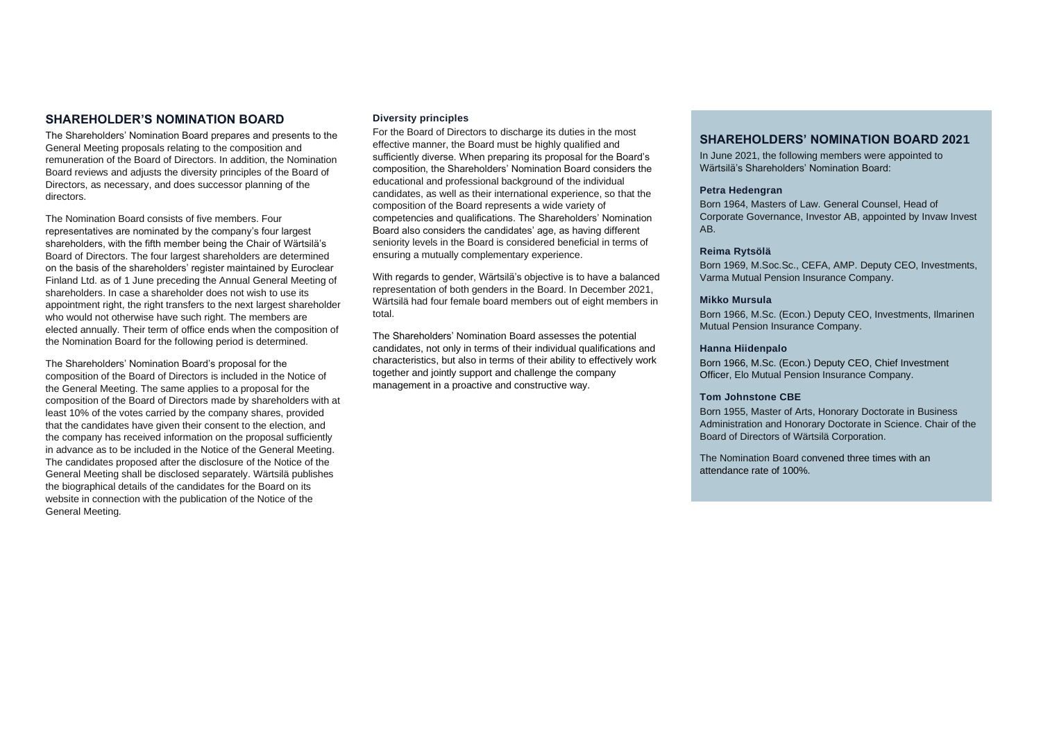## SHAREHOLDER'S NOMINATION BOARD

The Shareholders' Nomination Board prepares and presents to the General Meeting proposals relating to the composition and remuneration of the Board of Directors. In addition, the Nomination Board reviews and adjusts the diversity principles of the Board of Directors, as necessary, and does successor planning of the directors.

The Nomination Board consists of five members. Four representatives are nominated by the company's four largest shareholders, with the fifth member being the Chair of Wärtsilä's Board of Directors. The four largest shareholders are determined on the basis of the shareholders' register maintained by Euroclear Finland Ltd. as of 1 June preceding the Annual General Meeting of shareholders. In case a shareholder does not wish to use its appointment right, the right transfers to the next largest shareholder who would not otherwise have such right. The members are elected annually. Their term of office ends when the composition of the Nomination Board for the following period is determined.

The Shareholders' Nomination Board's proposal for the composition of the Board of Directors is included in the Notice of the General Meeting. The same applies to a proposal for the composition of the Board of Directors made by shareholders with at least 10% of the votes carried by the company shares, provided that the candidates have given their consent to the election, and the company has received information on the proposal sufficiently in advance as to be included in the Notice of the General Meeting. The candidates proposed after the disclosure of the Notice of the General Meeting shall be disclosed separately. Wärtsilä publishes the biographical details of the candidates for the Board on its website in connection with the publication of the Notice of the General Meeting.

### Diversity principles

For the Board of Directors to discharge its duties in the most effective manner, the Board must be highly qualified and sufficiently diverse. When preparing its proposal for the Board's composition, the Shareholders' Nomination Board considers the educational and professional background of the individual candidates, as well as their international experience, so that the composition of the Board represents a wide variety of competencies and qualifications. The Shareholders' Nomination Board also considers the candidates' age, as having different seniority levels in the Board is considered beneficial in terms of ensuring a mutually complementary experience.

With regards to gender, Wärtsilä's objective is to have a balanced representation of both genders in the Board. In December 2021, Wärtsilä had four female board members out of eight members in total.

The Shareholders' Nomination Board assesses the potential candidates, not only in terms of their individual qualifications and characteristics, but also in terms of their ability to effectively work together and jointly support and challenge the company management in a proactive and constructive way.

## SHAREHOLDERS' NOMINATION BOARD 2021

In June 2021, the following members were appointed to Wärtsilä's Shareholders' Nomination Board:

**Petra Hedengran**

Born 1964, Masters of Law. General Counsel, Head of Corporate Governance, Investor AB, appointed by Invaw Invest AB.

**Reima Rytsölä**

Born 1969, M.Soc.Sc., CEFA, AMP. Deputy CEO, Investments, Varma Mutual Pension Insurance Company.

**Mikko Mursula**

Born 1966, M.Sc. (Econ.) Deputy CEO, Investments, Ilmarinen Mutual Pension Insurance Company.

**Hanna Hiidenpalo**

Born 1966, M.Sc. (Econ.) Deputy CEO, Chief Investment Officer, Elo Mutual Pension Insurance Company.

**Tom Johnstone CBE**

Born 1955, Master of Arts, Honorary Doctorate in Business Administration and Honorary Doctorate in Science. Chair of the Board of Directors of Wärtsilä Corporation.

The Nomination Board convened three times with an attendance rate of 100%.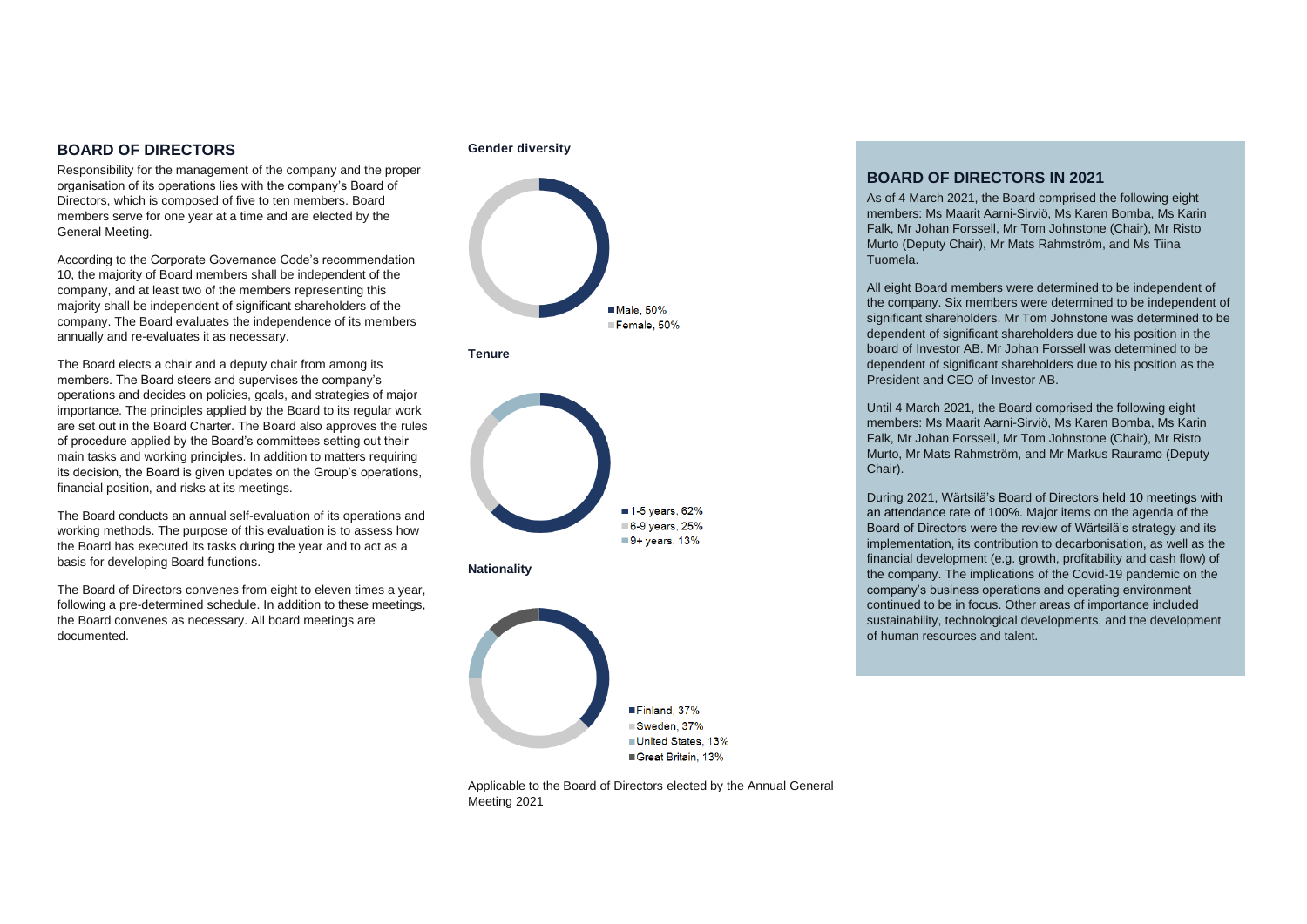## BOARD OF DIRECTORS

Responsibility for the management of the company and the proper organisation of its operations lies with the company's Board of Directors, which is composed of five to ten members. Board members serve for one year at a time and are elected by the General Meeting.

According to the Corporate Governance Code's recommendation 10, the majority of Board members shall be independent of the company, and at least two of the members representing this majority shall be independent of significant shareholders of the company. The Board evaluates the independence of its members annually and re-evaluates it as necessary.

The Board elects a chair and a deputy chair from among its members. The Board steers and supervises the company's operations and decides on policies, goals, and strategies of major importance. The principles applied by the Board to its regular work are set out in the Board Charter. The Board also approves the rules of procedure applied by the Board's committees setting out their main tasks and working principles. In addition to matters requiring its decision, the Board is given updates on the Group's operations, financial position, and risks at its meetings.

The Board conducts an annual self-evaluation of its operations and working methods. The purpose of this evaluation is to assess how the Board has executed its tasks during the year and to act as a basis for developing Board functions.

The Board of Directors convenes from eight to eleven times a year, following a pre-determined schedule. In addition to these meetings, the Board convenes as necessary. All board meetings are documented.

**Gender diversity**

- Male, 50%
- Female, 50%

**Tenure**

- 1-5 years, 62%
- 6-9 years, 25%
- 9+ years, 13%

**Nationality**

- Finland, 37%
- Sweden, 37%
- United States, 13%
- Great Britain, 13%

Applicable to the Board of Directors elected by the Annual General Meeting 2021

## BOARD OF DIRECTORS IN 2021

As of 4 March 2021, the Board comprised the following eight members: Ms Maarit Aarni-Sirviö, Ms Karen Bomba, Ms Karin Falk, Mr Johan Forssell, Mr Tom Johnstone (Chair), Mr Risto Murto (Deputy Chair), Mr Mats Rahmström, and Ms Tiina Tuomela.

All eight Board members were determined to be independent of the company. Six members were determined to be independent of significant shareholders. Mr Tom Johnstone was determined to be dependent of significant shareholders due to his position in the board of Investor AB. Mr Johan Forssell was determined to be dependent of significant shareholders due to his position as the President and CEO of Investor AB.

Until 4 March 2021, the Board comprised the following eight members: Ms Maarit Aarni-Sirviö, Ms Karen Bomba, Ms Karin Falk, Mr Johan Forssell, Mr Tom Johnstone (Chair), Mr Risto Murto, Mr Mats Rahmström, and Mr Markus Rauramo (Deputy Chair).

During 2021, Wärtsilä's Board of Directors held 10 meetings with an attendance rate of 100%. Major items on the agenda of the Board of Directors were the review of Wärtsilä's strategy and its implementation, its contribution to decarbonisation, as well as the financial development (e.g. growth, profitability and cash flow) of the company. The implications of the Covid-19 pandemic on the company's business operations and operating environment continued to be in focus. Other areas of importance included sustainability, technological developments, and the development of human resources and talent.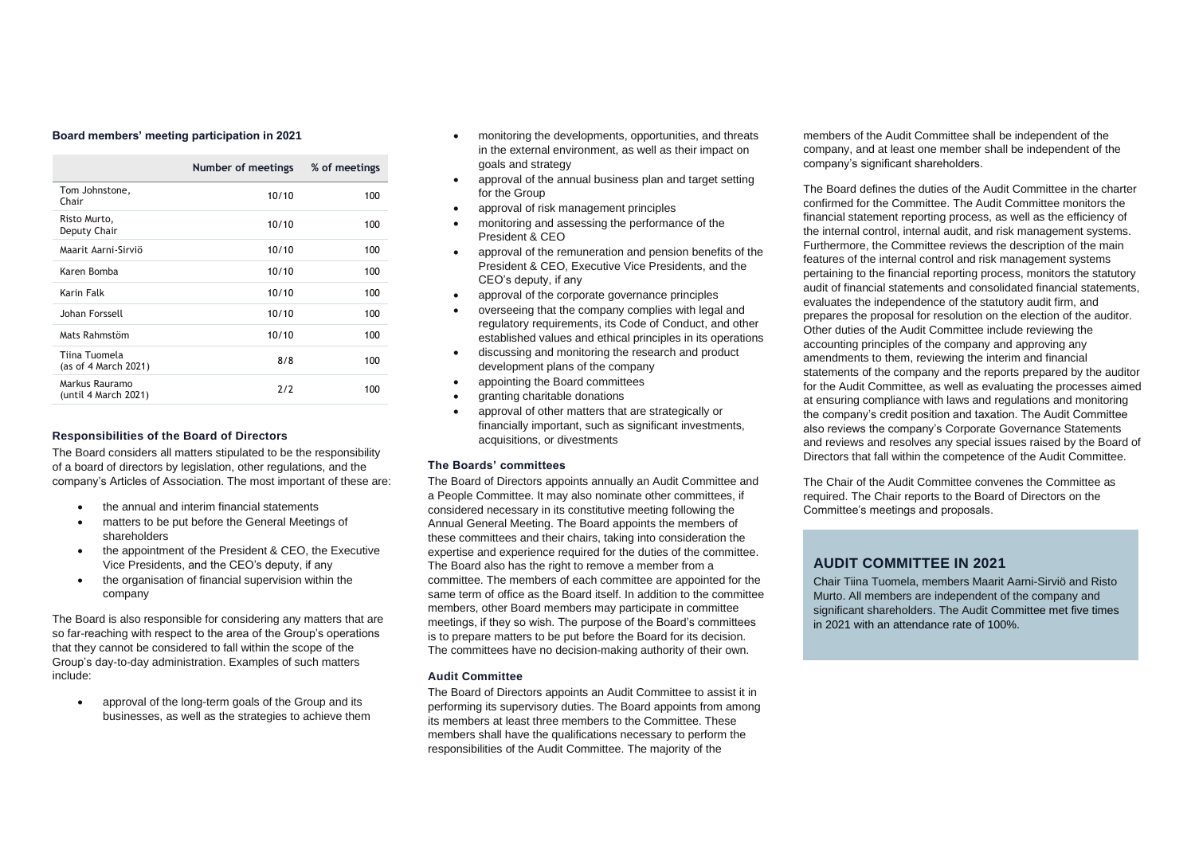**Board members' meeting participation in 2021**

| | Number of meetings | % of meetings |
|---|---|---|
| Tom Johnstone, Chair | 10/10 | 100 |
| Risto Murto, Deputy Chair | 10/10 | 100 |
| Maarit Aarni-Sirviö | 10/10 | 100 |
| Karen Bomba | 10/10 | 100 |
| Karin Falk | 10/10 | 100 |
| Johan Forssell | 10/10 | 100 |
| Mats Rahmstöm | 10/10 | 100 |
| Tiina Tuomela (as of 4 March 2021) | 8/8 | 100 |
| Markus Rauramo (until 4 March 2021) | 2/2 | 100 |

### Responsibilities of the Board of Directors

The Board considers all matters stipulated to be the responsibility of a board of directors by legislation, other regulations, and the company's Articles of Association. The most important of these are:

- the annual and interim financial statements
- matters to be put before the General Meetings of shareholders
- the appointment of the President & CEO, the Executive Vice Presidents, and the CEO's deputy, if any
- the organisation of financial supervision within the company

The Board is also responsible for considering any matters that are so far-reaching with respect to the area of the Group's operations that they cannot be considered to fall within the scope of the Group's day-to-day administration. Examples of such matters include:

- approval of the long-term goals of the Group and its businesses, as well as the strategies to achieve them
- monitoring the developments, opportunities, and threats in the external environment, as well as their impact on goals and strategy
- approval of the annual business plan and target setting for the Group
- approval of risk management principles
- monitoring and assessing the performance of the President & CEO
- approval of the remuneration and pension benefits of the President & CEO, Executive Vice Presidents, and the CEO's deputy, if any
- approval of the corporate governance principles
- overseeing that the company complies with legal and regulatory requirements, its Code of Conduct, and other established values and ethical principles in its operations
- discussing and monitoring the research and product development plans of the company
- appointing the Board committees
- granting charitable donations
- approval of other matters that are strategically or financially important, such as significant investments, acquisitions, or divestments

### The Boards' committees

The Board of Directors appoints annually an Audit Committee and a People Committee. It may also nominate other committees, if considered necessary in its constitutive meeting following the Annual General Meeting. The Board appoints the members of these committees and their chairs, taking into consideration the expertise and experience required for the duties of the committee. The Board also has the right to remove a member from a committee. The members of each committee are appointed for the same term of office as the Board itself. In addition to the committee members, other Board members may participate in committee meetings, if they so wish. The purpose of the Board's committees is to prepare matters to be put before the Board for its decision. The committees have no decision-making authority of their own.

### Audit Committee

The Board of Directors appoints an Audit Committee to assist it in performing its supervisory duties. The Board appoints from among its members at least three members to the Committee. These members shall have the qualifications necessary to perform the responsibilities of the Audit Committee. The majority of the members of the Audit Committee shall be independent of the company, and at least one member shall be independent of the company's significant shareholders.

The Board defines the duties of the Audit Committee in the charter confirmed for the Committee. The Audit Committee monitors the financial statement reporting process, as well as the efficiency of the internal control, internal audit, and risk management systems. Furthermore, the Committee reviews the description of the main features of the internal control and risk management systems pertaining to the financial reporting process, monitors the statutory audit of financial statements and consolidated financial statements, evaluates the independence of the statutory audit firm, and prepares the proposal for resolution on the election of the auditor. Other duties of the Audit Committee include reviewing the accounting principles of the company and approving any amendments to them, reviewing the interim and financial statements of the company and the reports prepared by the auditor for the Audit Committee, as well as evaluating the processes aimed at ensuring compliance with laws and regulations and monitoring the company's credit position and taxation. The Audit Committee also reviews the company's Corporate Governance Statements and reviews and resolves any special issues raised by the Board of Directors that fall within the competence of the Audit Committee.

The Chair of the Audit Committee convenes the Committee as required. The Chair reports to the Board of Directors on the Committee's meetings and proposals.

## AUDIT COMMITTEE IN 2021

Chair Tiina Tuomela, members Maarit Aarni-Sirviö and Risto Murto. All members are independent of the company and significant shareholders. The Audit Committee met five times in 2021 with an attendance rate of 100%.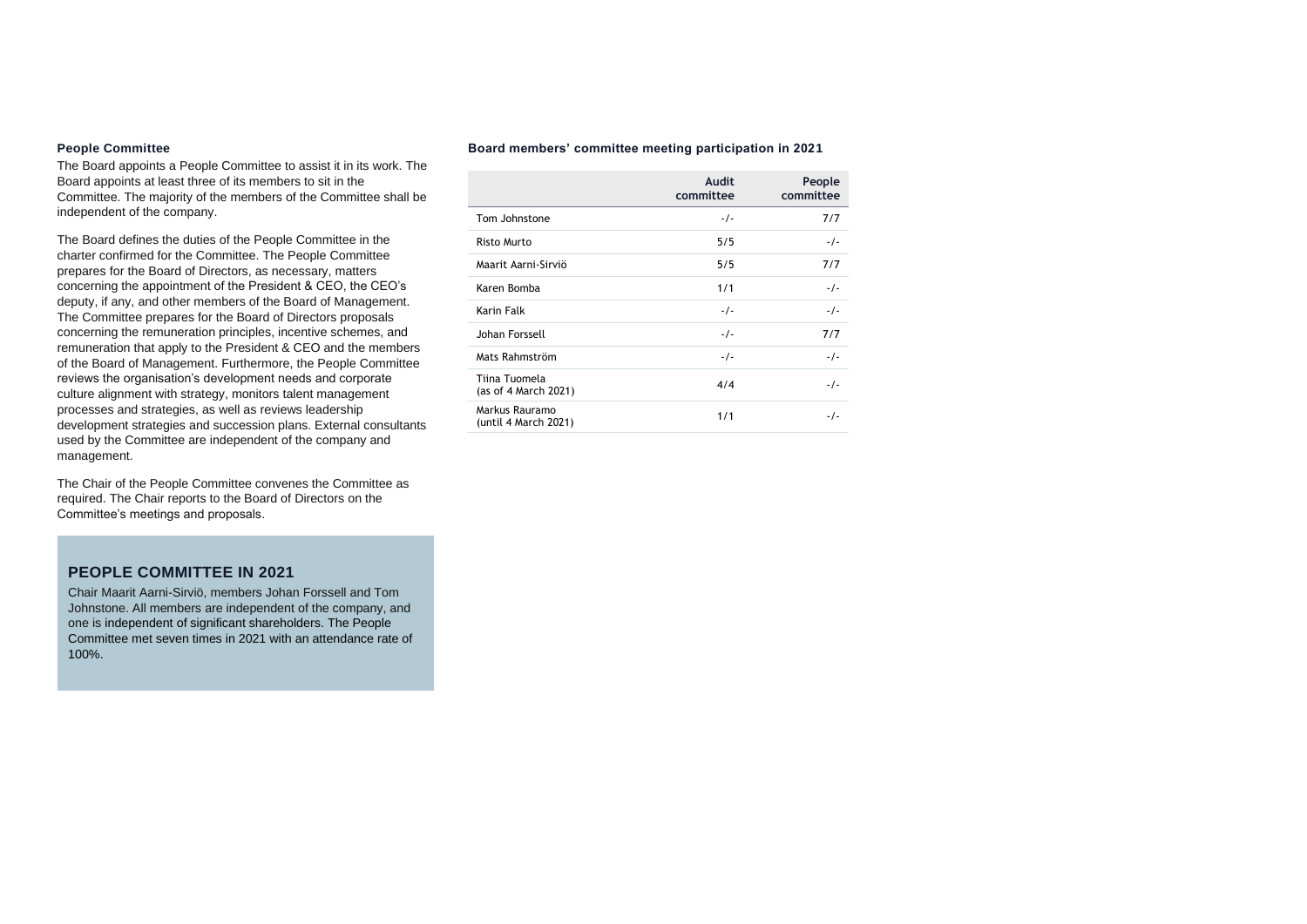### People Committee

The Board appoints a People Committee to assist it in its work. The Board appoints at least three of its members to sit in the Committee. The majority of the members of the Committee shall be independent of the company.

The Board defines the duties of the People Committee in the charter confirmed for the Committee. The People Committee prepares for the Board of Directors, as necessary, matters concerning the appointment of the President & CEO, the CEO's deputy, if any, and other members of the Board of Management. The Committee prepares for the Board of Directors proposals concerning the remuneration principles, incentive schemes, and remuneration that apply to the President & CEO and the members of the Board of Management. Furthermore, the People Committee reviews the organisation's development needs and corporate culture alignment with strategy, monitors talent management processes and strategies, as well as reviews leadership development strategies and succession plans. External consultants used by the Committee are independent of the company and management.

The Chair of the People Committee convenes the Committee as required. The Chair reports to the Board of Directors on the Committee's meetings and proposals.

## PEOPLE COMMITTEE IN 2021

Chair Maarit Aarni-Sirviö, members Johan Forssell and Tom Johnstone. All members are independent of the company, and one is independent of significant shareholders. The People Committee met seven times in 2021 with an attendance rate of 100%.

### Board members' committee meeting participation in 2021

| | Audit committee | People committee |
|---|---|---|
| Tom Johnstone | -/- | 7/7 |
| Risto Murto | 5/5 | -/- |
| Maarit Aarni-Sirviö | 5/5 | 7/7 |
| Karen Bomba | 1/1 | -/- |
| Karin Falk | -/- | -/- |
| Johan Forssell | -/- | 7/7 |
| Mats Rahmström | -/- | -/- |
| Tiina Tuomela (as of 4 March 2021) | 4/4 | -/- |
| Markus Rauramo (until 4 March 2021) | 1/1 | -/- |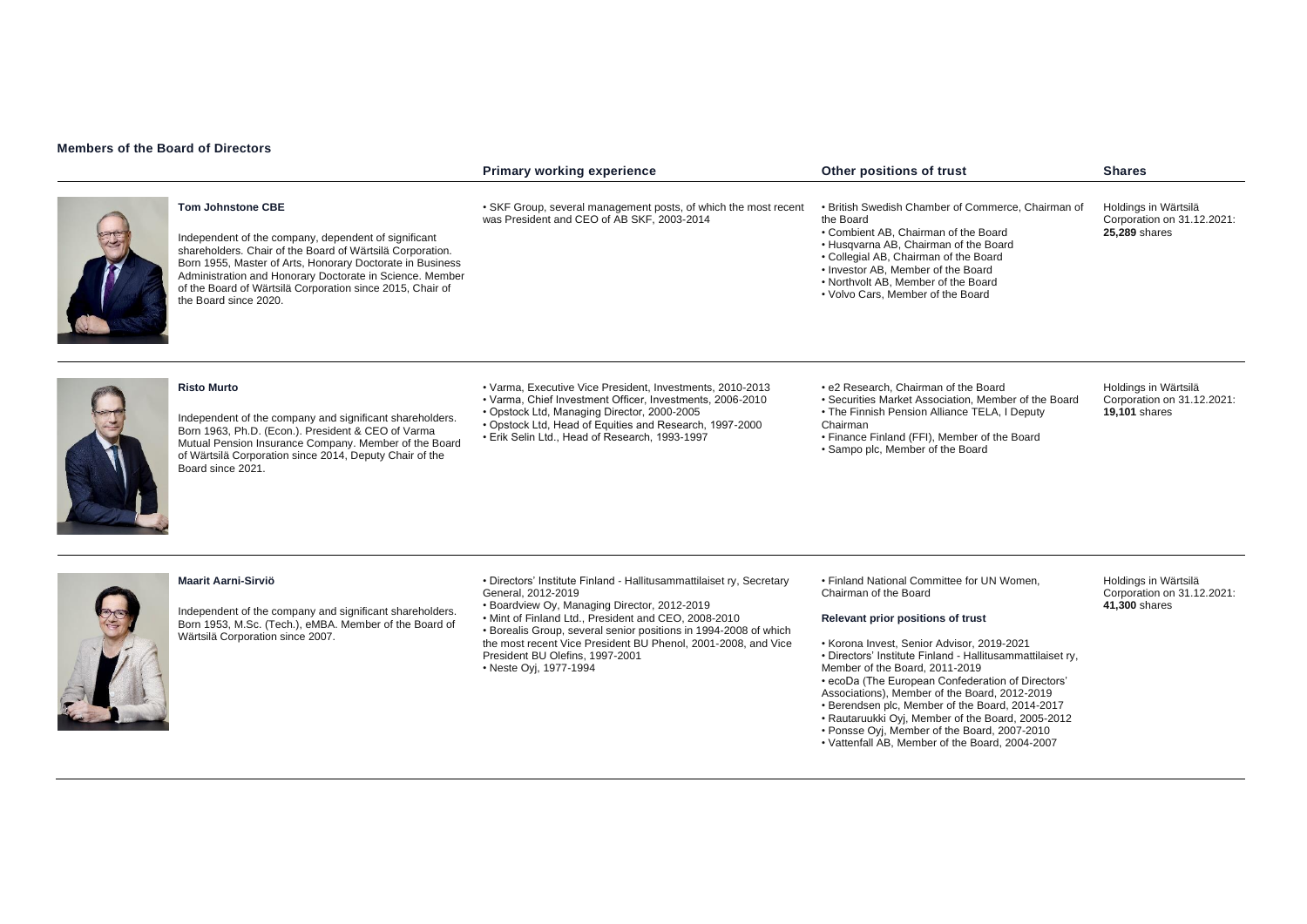## Members of the Board of Directors

| | Primary working experience | Other positions of trust | Shares |
|---|---|---|---|
| **Tom Johnstone CBE**<br><br>Independent of the company, dependent of significant shareholders. Chair of the Board of Wärtsilä Corporation. Born 1955, Master of Arts, Honorary Doctorate in Business Administration and Honorary Doctorate in Science. Member of the Board of Wärtsilä Corporation since 2015, Chair of the Board since 2020. | • SKF Group, several management posts, of which the most recent was President and CEO of AB SKF, 2003-2014 | • British Swedish Chamber of Commerce, Chairman of the Board<br>• Combient AB, Chairman of the Board<br>• Husqvarna AB, Chairman of the Board<br>• Collegial AB, Chairman of the Board<br>• Investor AB, Member of the Board<br>• Northvolt AB, Member of the Board<br>• Volvo Cars, Member of the Board | Holdings in Wärtsilä Corporation on 31.12.2021: **25,289** shares |
| **Risto Murto**<br><br>Independent of the company and significant shareholders. Born 1963, Ph.D. (Econ.). President & CEO of Varma Mutual Pension Insurance Company. Member of the Board of Wärtsilä Corporation since 2014, Deputy Chair of the Board since 2021. | • Varma, Executive Vice President, Investments, 2010-2013<br>• Varma, Chief Investment Officer, Investments, 2006-2010<br>• Opstock Ltd, Managing Director, 2000-2005<br>• Opstock Ltd, Head of Equities and Research, 1997-2000<br>• Erik Selin Ltd., Head of Research, 1993-1997 | • e2 Research, Chairman of the Board<br>• Securities Market Association, Member of the Board<br>• The Finnish Pension Alliance TELA, I Deputy Chairman<br>• Finance Finland (FFI), Member of the Board<br>• Sampo plc, Member of the Board | Holdings in Wärtsilä Corporation on 31.12.2021: **19,101** shares |
| **Maarit Aarni-Sirviö**<br><br>Independent of the company and significant shareholders. Born 1953, M.Sc. (Tech.), eMBA. Member of the Board of Wärtsilä Corporation since 2007. | • Directors' Institute Finland - Hallitusammattilaiset ry, Secretary General, 2012-2019<br>• Boardview Oy, Managing Director, 2012-2019<br>• Mint of Finland Ltd., President and CEO, 2008-2010<br>• Borealis Group, several senior positions in 1994-2008 of which the most recent Vice President BU Phenol, 2001-2008, and Vice President BU Olefins, 1997-2001<br>• Neste Oyj, 1977-1994 | • Finland National Committee for UN Women, Chairman of the Board<br><br>**Relevant prior positions of trust**<br><br>• Korona Invest, Senior Advisor, 2019-2021<br>• Directors' Institute Finland - Hallitusammattilaiset ry, Member of the Board, 2011-2019<br>• ecoDa (The European Confederation of Directors' Associations), Member of the Board, 2012-2019<br>• Berendsen plc, Member of the Board, 2014-2017<br>• Rautaruukki Oyj, Member of the Board, 2005-2012<br>• Ponsse Oyj, Member of the Board, 2007-2010<br>• Vattenfall AB, Member of the Board, 2004-2007 | Holdings in Wärtsilä Corporation on 31.12.2021: **41,300** shares |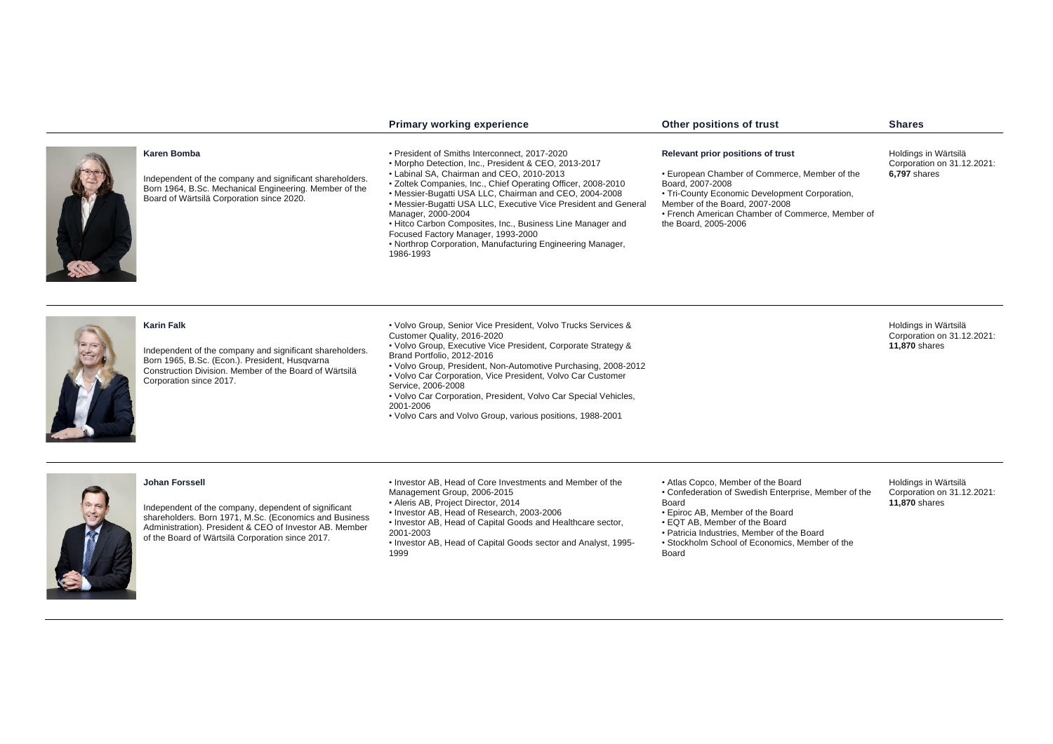| | Primary working experience | Other positions of trust | Shares |
|---|---|---|---|
| **Karen Bomba**<br><br>Independent of the company and significant shareholders. Born 1964, B.Sc. Mechanical Engineering. Member of the Board of Wärtsilä Corporation since 2020. | • President of Smiths Interconnect, 2017-2020<br>• Morpho Detection, Inc., President & CEO, 2013-2017<br>• Labinal SA, Chairman and CEO, 2010-2013<br>• Zoltek Companies, Inc., Chief Operating Officer, 2008-2010<br>• Messier-Bugatti USA LLC, Chairman and CEO, 2004-2008<br>• Messier-Bugatti USA LLC, Executive Vice President and General Manager, 2000-2004<br>• Hitco Carbon Composites, Inc., Business Line Manager and Focused Factory Manager, 1993-2000<br>• Northrop Corporation, Manufacturing Engineering Manager, 1986-1993 | **Relevant prior positions of trust**<br><br>• European Chamber of Commerce, Member of the Board, 2007-2008<br>• Tri-County Economic Development Corporation, Member of the Board, 2007-2008<br>• French American Chamber of Commerce, Member of the Board, 2005-2006 | Holdings in Wärtsilä Corporation on 31.12.2021: **6,797** shares |
| **Karin Falk**<br><br>Independent of the company and significant shareholders. Born 1965, B.Sc. (Econ.). President, Husqvarna Construction Division. Member of the Board of Wärtsilä Corporation since 2017. | • Volvo Group, Senior Vice President, Volvo Trucks Services & Customer Quality, 2016-2020<br>• Volvo Group, Executive Vice President, Corporate Strategy & Brand Portfolio, 2012-2016<br>• Volvo Group, President, Non-Automotive Purchasing, 2008-2012<br>• Volvo Car Corporation, Vice President, Volvo Car Customer Service, 2006-2008<br>• Volvo Car Corporation, President, Volvo Car Special Vehicles, 2001-2006<br>• Volvo Cars and Volvo Group, various positions, 1988-2001 | | Holdings in Wärtsilä Corporation on 31.12.2021: **11,870** shares |
| **Johan Forssell**<br><br>Independent of the company, dependent of significant shareholders. Born 1971, M.Sc. (Economics and Business Administration). President & CEO of Investor AB. Member of the Board of Wärtsilä Corporation since 2017. | • Investor AB, Head of Core Investments and Member of the Management Group, 2006-2015<br>• Aleris AB, Project Director, 2014<br>• Investor AB, Head of Research, 2003-2006<br>• Investor AB, Head of Capital Goods and Healthcare sector, 2001-2003<br>• Investor AB, Head of Capital Goods sector and Analyst, 1995-1999 | • Atlas Copco, Member of the Board<br>• Confederation of Swedish Enterprise, Member of the Board<br>• Epiroc AB, Member of the Board<br>• EQT AB, Member of the Board<br>• Patricia Industries, Member of the Board<br>• Stockholm School of Economics, Member of the Board | Holdings in Wärtsilä Corporation on 31.12.2021: **11,870** shares |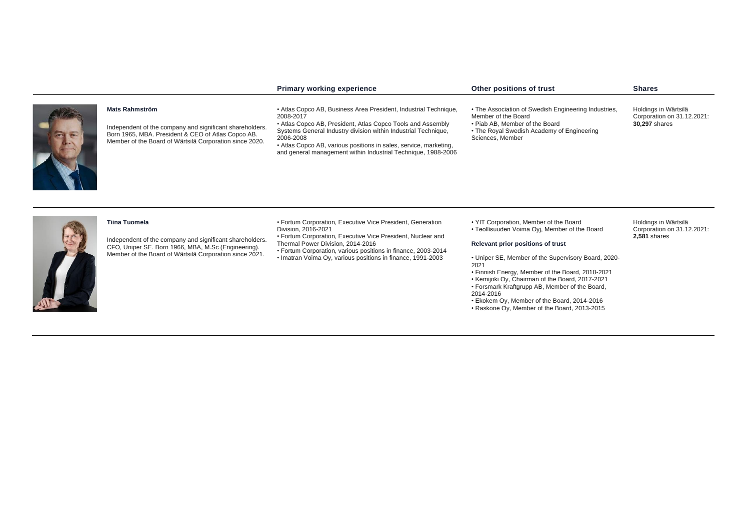| | Primary working experience | Other positions of trust | Shares |
|---|---|---|---|
| **Mats Rahmström**<br><br>Independent of the company and significant shareholders. Born 1965, MBA. President & CEO of Atlas Copco AB. Member of the Board of Wärtsilä Corporation since 2020. | • Atlas Copco AB, Business Area President, Industrial Technique, 2008-2017<br>• Atlas Copco AB, President, Atlas Copco Tools and Assembly Systems General Industry division within Industrial Technique, 2006-2008<br>• Atlas Copco AB, various positions in sales, service, marketing, and general management within Industrial Technique, 1988-2006 | • The Association of Swedish Engineering Industries, Member of the Board<br>• Piab AB, Member of the Board<br>• The Royal Swedish Academy of Engineering Sciences, Member | Holdings in Wärtsilä Corporation on 31.12.2021: **30,297** shares |
| **Tiina Tuomela**<br><br>Independent of the company and significant shareholders. CFO, Uniper SE. Born 1966, MBA, M.Sc (Engineering). Member of the Board of Wärtsilä Corporation since 2021. | • Fortum Corporation, Executive Vice President, Generation Division, 2016-2021<br>• Fortum Corporation, Executive Vice President, Nuclear and Thermal Power Division, 2014-2016<br>• Fortum Corporation, various positions in finance, 2003-2014<br>• Imatran Voima Oy, various positions in finance, 1991-2003 | • YIT Corporation, Member of the Board<br>• Teollisuuden Voima Oyj, Member of the Board<br><br>**Relevant prior positions of trust**<br><br>• Uniper SE, Member of the Supervisory Board, 2020-2021<br>• Finnish Energy, Member of the Board, 2018-2021<br>• Kemijoki Oy, Chairman of the Board, 2017-2021<br>• Forsmark Kraftgrupp AB, Member of the Board, 2014-2016<br>• Ekokem Oy, Member of the Board, 2014-2016<br>• Raskone Oy, Member of the Board, 2013-2015 | Holdings in Wärtsilä Corporation on 31.12.2021: **2,581** shares |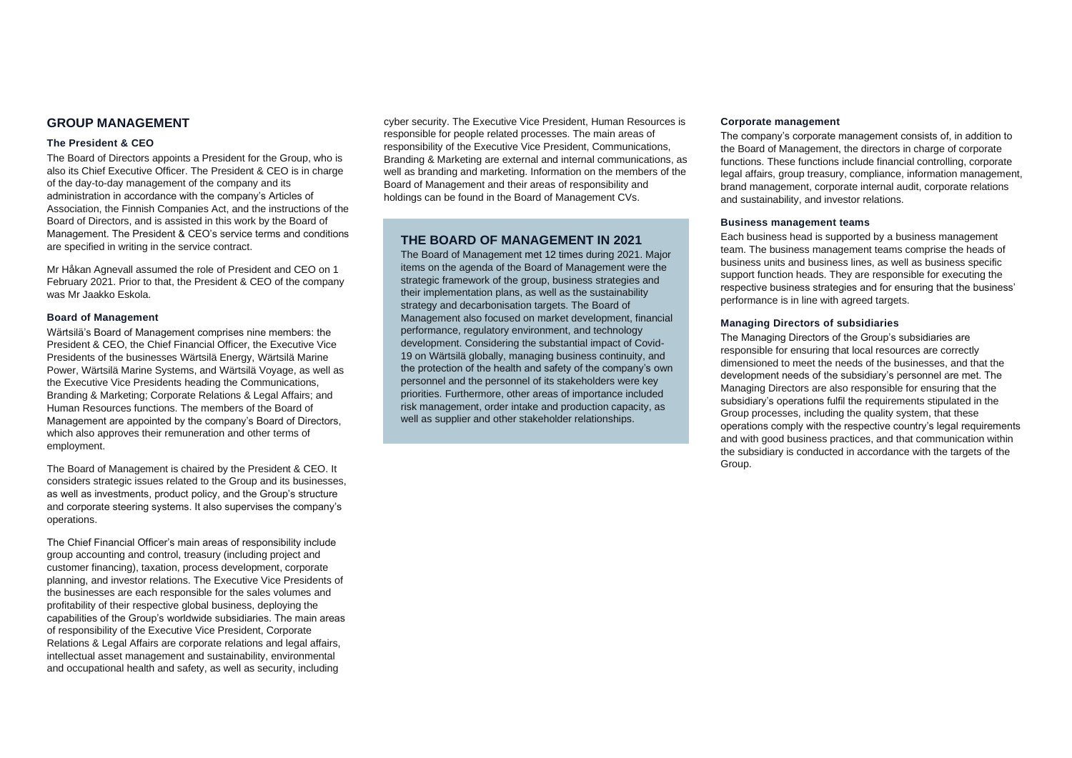## GROUP MANAGEMENT

### The President & CEO

The Board of Directors appoints a President for the Group, who is also its Chief Executive Officer. The President & CEO is in charge of the day-to-day management of the company and its administration in accordance with the company's Articles of Association, the Finnish Companies Act, and the instructions of the Board of Directors, and is assisted in this work by the Board of Management. The President & CEO's service terms and conditions are specified in writing in the service contract.

Mr Håkan Agnevall assumed the role of President and CEO on 1 February 2021. Prior to that, the President & CEO of the company was Mr Jaakko Eskola.

### Board of Management

Wärtsilä's Board of Management comprises nine members: the President & CEO, the Chief Financial Officer, the Executive Vice Presidents of the businesses Wärtsilä Energy, Wärtsilä Marine Power, Wärtsilä Marine Systems, and Wärtsilä Voyage, as well as the Executive Vice Presidents heading the Communications, Branding & Marketing; Corporate Relations & Legal Affairs; and Human Resources functions. The members of the Board of Management are appointed by the company's Board of Directors, which also approves their remuneration and other terms of employment.

The Board of Management is chaired by the President & CEO. It considers strategic issues related to the Group and its businesses, as well as investments, product policy, and the Group's structure and corporate steering systems. It also supervises the company's operations.

The Chief Financial Officer's main areas of responsibility include group accounting and control, treasury (including project and customer financing), taxation, process development, corporate planning, and investor relations. The Executive Vice Presidents of the businesses are each responsible for the sales volumes and profitability of their respective global business, deploying the capabilities of the Group's worldwide subsidiaries. The main areas of responsibility of the Executive Vice President, Corporate Relations & Legal Affairs are corporate relations and legal affairs, intellectual asset management and sustainability, environmental and occupational health and safety, as well as security, including cyber security. The Executive Vice President, Human Resources is responsible for people related processes. The main areas of responsibility of the Executive Vice President, Communications, Branding & Marketing are external and internal communications, as well as branding and marketing. Information on the members of the Board of Management and their areas of responsibility and holdings can be found in the Board of Management CVs.

## THE BOARD OF MANAGEMENT IN 2021

The Board of Management met 12 times during 2021. Major items on the agenda of the Board of Management were the strategic framework of the group, business strategies and their implementation plans, as well as the sustainability strategy and decarbonisation targets. The Board of Management also focused on market development, financial performance, regulatory environment, and technology development. Considering the substantial impact of Covid-19 on Wärtsilä globally, managing business continuity, and the protection of the health and safety of the company's own personnel and the personnel of its stakeholders were key priorities. Furthermore, other areas of importance included risk management, order intake and production capacity, as well as supplier and other stakeholder relationships.

### Corporate management

The company's corporate management consists of, in addition to the Board of Management, the directors in charge of corporate functions. These functions include financial controlling, corporate legal affairs, group treasury, compliance, information management, brand management, corporate internal audit, corporate relations and sustainability, and investor relations.

### Business management teams

Each business head is supported by a business management team. The business management teams comprise the heads of business units and business lines, as well as business specific support function heads. They are responsible for executing the respective business strategies and for ensuring that the business' performance is in line with agreed targets.

### Managing Directors of subsidiaries

The Managing Directors of the Group's subsidiaries are responsible for ensuring that local resources are correctly dimensioned to meet the needs of the businesses, and that the development needs of the subsidiary's personnel are met. The Managing Directors are also responsible for ensuring that the subsidiary's operations fulfil the requirements stipulated in the Group processes, including the quality system, that these operations comply with the respective country's legal requirements and with good business practices, and that communication within the subsidiary is conducted in accordance with the targets of the Group.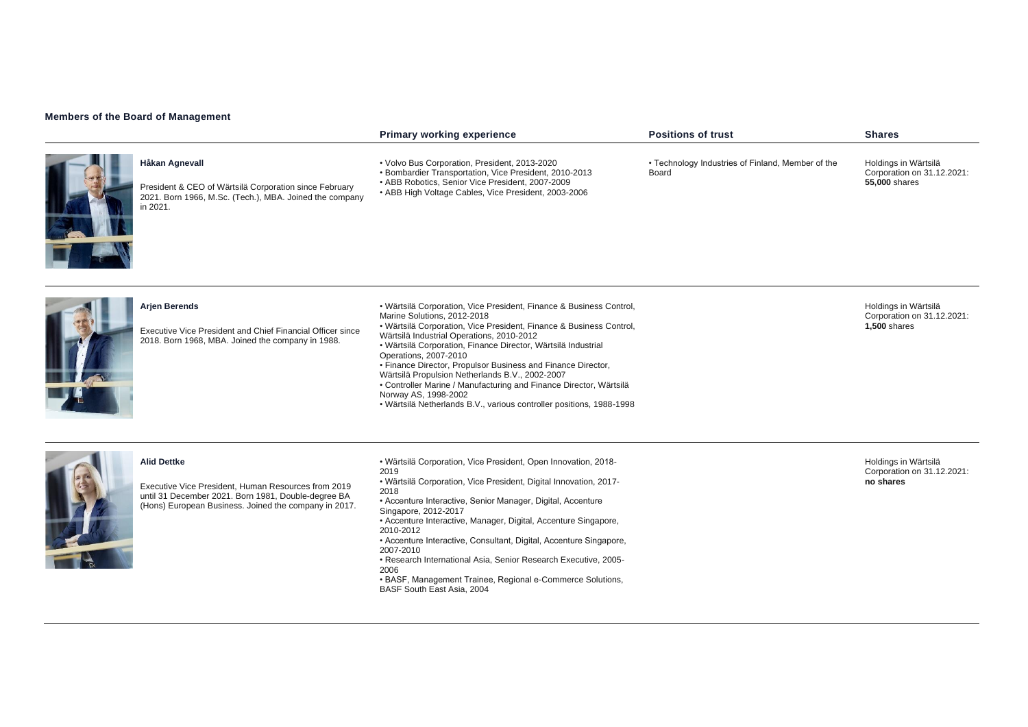## Members of the Board of Management

| | Primary working experience | Positions of trust | Shares |
|---|---|---|---|
| **Håkan Agnevall**<br><br>President & CEO of Wärtsilä Corporation since February 2021. Born 1966, M.Sc. (Tech.), MBA. Joined the company in 2021. | • Volvo Bus Corporation, President, 2013-2020<br>• Bombardier Transportation, Vice President, 2010-2013<br>• ABB Robotics, Senior Vice President, 2007-2009<br>• ABB High Voltage Cables, Vice President, 2003-2006 | • Technology Industries of Finland, Member of the Board | Holdings in Wärtsilä Corporation on 31.12.2021: **55,000** shares |
| **Arjen Berends**<br><br>Executive Vice President and Chief Financial Officer since 2018. Born 1968, MBA. Joined the company in 1988. | • Wärtsilä Corporation, Vice President, Finance & Business Control, Marine Solutions, 2012-2018<br>• Wärtsilä Corporation, Vice President, Finance & Business Control, Wärtsilä Industrial Operations, 2010-2012<br>• Wärtsilä Corporation, Finance Director, Wärtsilä Industrial Operations, 2007-2010<br>• Finance Director, Propulsor Business and Finance Director, Wärtsilä Propulsion Netherlands B.V., 2002-2007<br>• Controller Marine / Manufacturing and Finance Director, Wärtsilä Norway AS, 1998-2002<br>• Wärtsilä Netherlands B.V., various controller positions, 1988-1998 | | Holdings in Wärtsilä Corporation on 31.12.2021: **1,500** shares |
| **Alid Dettke**<br><br>Executive Vice President, Human Resources from 2019 until 31 December 2021. Born 1981, Double-degree BA (Hons) European Business. Joined the company in 2017. | • Wärtsilä Corporation, Vice President, Open Innovation, 2018-2019<br>• Wärtsilä Corporation, Vice President, Digital Innovation, 2017-2018<br>• Accenture Interactive, Senior Manager, Digital, Accenture Singapore, 2012-2017<br>• Accenture Interactive, Manager, Digital, Accenture Singapore, 2010-2012<br>• Accenture Interactive, Consultant, Digital, Accenture Singapore, 2007-2010<br>• Research International Asia, Senior Research Executive, 2005-2006<br>• BASF, Management Trainee, Regional e-Commerce Solutions, BASF South East Asia, 2004 | | Holdings in Wärtsilä Corporation on 31.12.2021: **no shares** |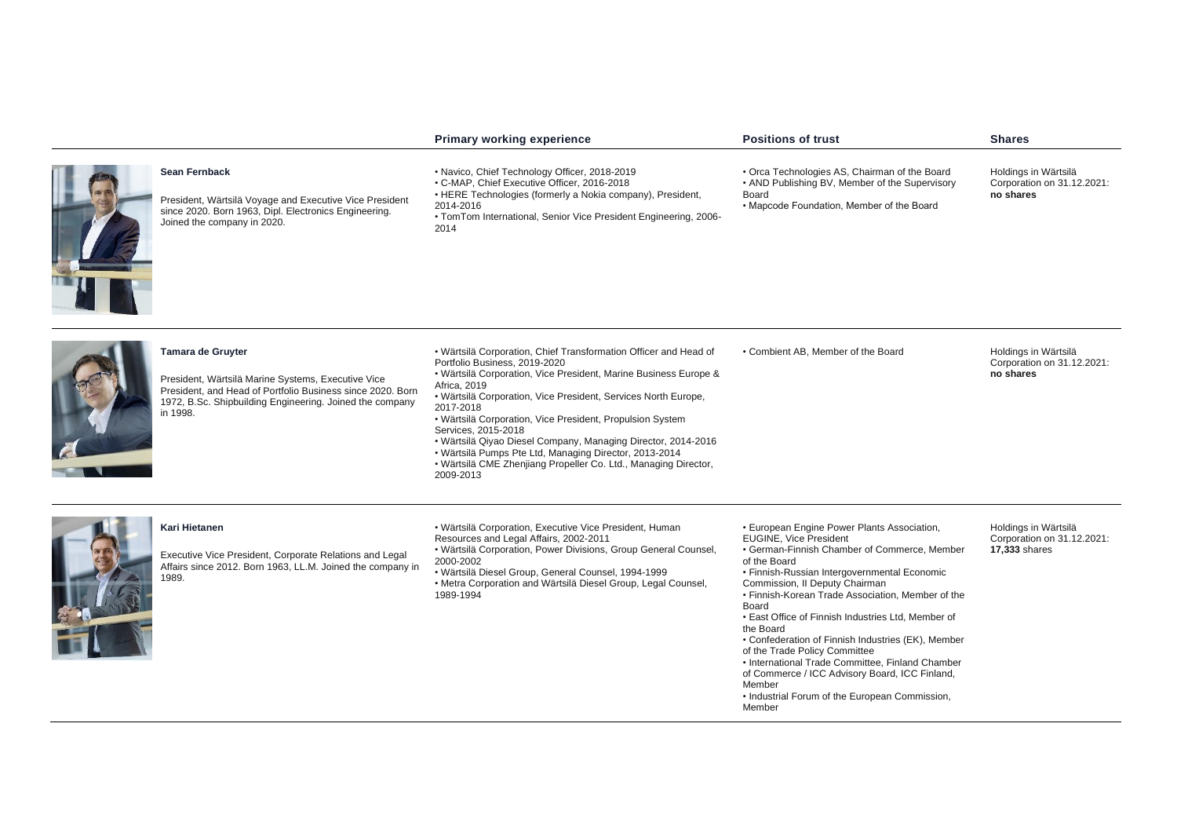| | Primary working experience | Positions of trust | Shares |
|---|---|---|---|
| **Sean Fernback**<br><br>President, Wärtsilä Voyage and Executive Vice President since 2020. Born 1963, Dipl. Electronics Engineering. Joined the company in 2020. | • Navico, Chief Technology Officer, 2018-2019<br>• C-MAP, Chief Executive Officer, 2016-2018<br>• HERE Technologies (formerly a Nokia company), President, 2014-2016<br>• TomTom International, Senior Vice President Engineering, 2006-2014 | • Orca Technologies AS, Chairman of the Board<br>• AND Publishing BV, Member of the Supervisory Board<br>• Mapcode Foundation, Member of the Board | Holdings in Wärtsilä Corporation on 31.12.2021: **no shares** |
| **Tamara de Gruyter**<br><br>President, Wärtsilä Marine Systems, Executive Vice President, and Head of Portfolio Business since 2020. Born 1972, B.Sc. Shipbuilding Engineering. Joined the company in 1998. | • Wärtsilä Corporation, Chief Transformation Officer and Head of Portfolio Business, 2019-2020<br>• Wärtsilä Corporation, Vice President, Marine Business Europe & Africa, 2019<br>• Wärtsilä Corporation, Vice President, Services North Europe, 2017-2018<br>• Wärtsilä Corporation, Vice President, Propulsion System Services, 2015-2018<br>• Wärtsilä Qiyao Diesel Company, Managing Director, 2014-2016<br>• Wärtsilä Pumps Pte Ltd, Managing Director, 2013-2014<br>• Wärtsilä CME Zhenjiang Propeller Co. Ltd., Managing Director, 2009-2013 | • Combient AB, Member of the Board | Holdings in Wärtsilä Corporation on 31.12.2021: **no shares** |
| **Kari Hietanen**<br><br>Executive Vice President, Corporate Relations and Legal Affairs since 2012. Born 1963, LL.M. Joined the company in 1989. | • Wärtsilä Corporation, Executive Vice President, Human Resources and Legal Affairs, 2002-2011<br>• Wärtsilä Corporation, Power Divisions, Group General Counsel, 2000-2002<br>• Wärtsilä Diesel Group, General Counsel, 1994-1999<br>• Metra Corporation and Wärtsilä Diesel Group, Legal Counsel, 1989-1994 | • European Engine Power Plants Association, EUGINE, Vice President<br>• German-Finnish Chamber of Commerce, Member of the Board<br>• Finnish-Russian Intergovernmental Economic Commission, II Deputy Chairman<br>• Finnish-Korean Trade Association, Member of the Board<br>• East Office of Finnish Industries Ltd, Member of the Board<br>• Confederation of Finnish Industries (EK), Member of the Trade Policy Committee<br>• International Trade Committee, Finland Chamber of Commerce / ICC Advisory Board, ICC Finland, Member<br>• Industrial Forum of the European Commission, Member | Holdings in Wärtsilä Corporation on 31.12.2021: **17,333** shares |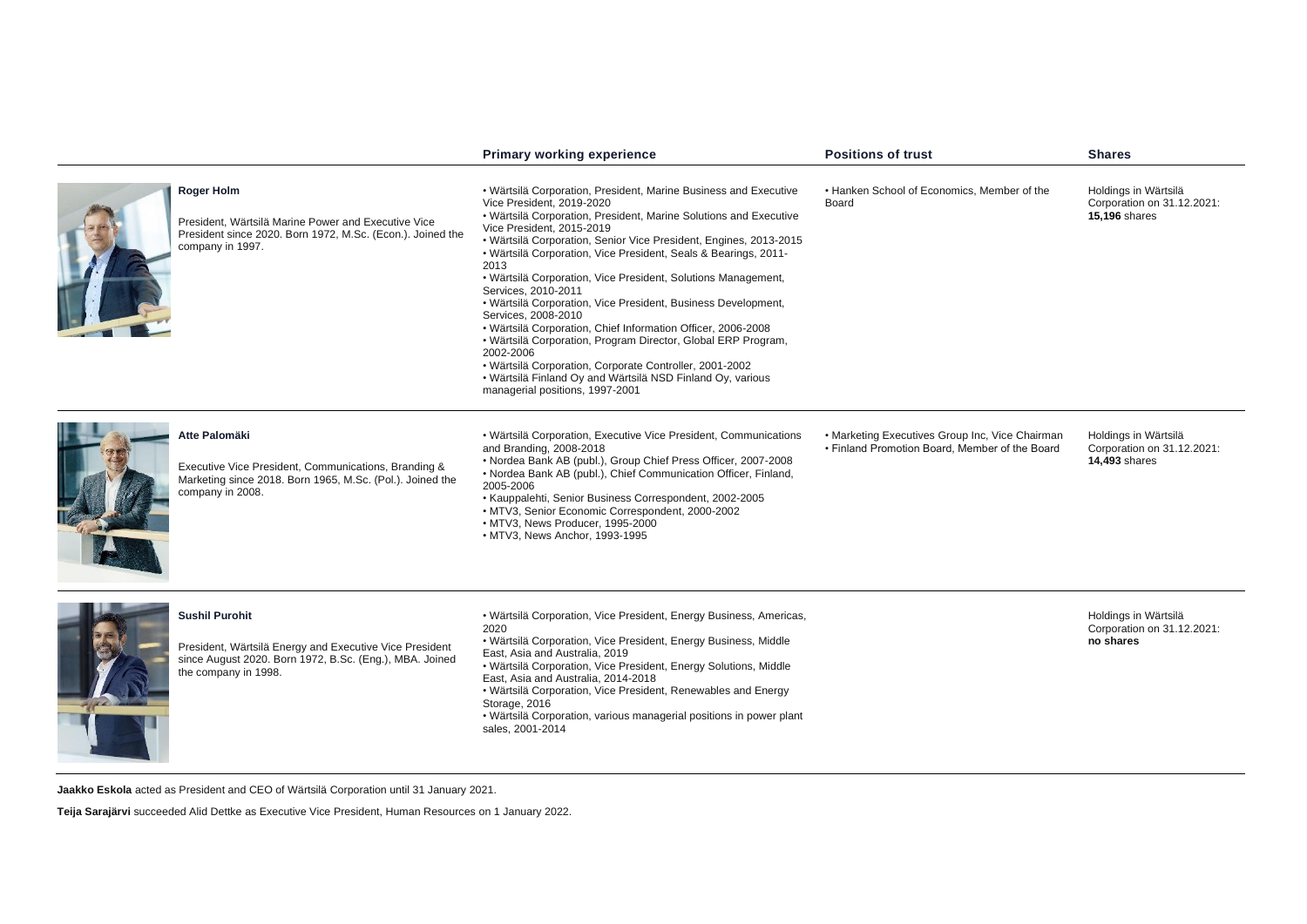| | Primary working experience | Positions of trust | Shares |
|---|---|---|---|
| **Roger Holm**<br><br>President, Wärtsilä Marine Power and Executive Vice President since 2020. Born 1972, M.Sc. (Econ.). Joined the company in 1997. | • Wärtsilä Corporation, President, Marine Business and Executive Vice President, 2019-2020<br>• Wärtsilä Corporation, President, Marine Solutions and Executive Vice President, 2015-2019<br>• Wärtsilä Corporation, Senior Vice President, Engines, 2013-2015<br>• Wärtsilä Corporation, Vice President, Seals & Bearings, 2011-2013<br>• Wärtsilä Corporation, Vice President, Solutions Management, Services, 2010-2011<br>• Wärtsilä Corporation, Vice President, Business Development, Services, 2008-2010<br>• Wärtsilä Corporation, Chief Information Officer, 2006-2008<br>• Wärtsilä Corporation, Program Director, Global ERP Program, 2002-2006<br>• Wärtsilä Corporation, Corporate Controller, 2001-2002<br>• Wärtsilä Finland Oy and Wärtsilä NSD Finland Oy, various managerial positions, 1997-2001 | • Hanken School of Economics, Member of the Board | Holdings in Wärtsilä Corporation on 31.12.2021: **15,196** shares |
| **Atte Palomäki**<br><br>Executive Vice President, Communications, Branding & Marketing since 2018. Born 1965, M.Sc. (Pol.). Joined the company in 2008. | • Wärtsilä Corporation, Executive Vice President, Communications and Branding, 2008-2018<br>• Nordea Bank AB (publ.), Group Chief Press Officer, 2007-2008<br>• Nordea Bank AB (publ.), Chief Communication Officer, Finland, 2005-2006<br>• Kauppalehti, Senior Business Correspondent, 2002-2005<br>• MTV3, Senior Economic Correspondent, 2000-2002<br>• MTV3, News Producer, 1995-2000<br>• MTV3, News Anchor, 1993-1995 | • Marketing Executives Group Inc, Vice Chairman<br>• Finland Promotion Board, Member of the Board | Holdings in Wärtsilä Corporation on 31.12.2021: **14,493** shares |
| **Sushil Purohit**<br><br>President, Wärtsilä Energy and Executive Vice President since August 2020. Born 1972, B.Sc. (Eng.), MBA. Joined the company in 1998. | • Wärtsilä Corporation, Vice President, Energy Business, Americas, 2020<br>• Wärtsilä Corporation, Vice President, Energy Business, Middle East, Asia and Australia, 2019<br>• Wärtsilä Corporation, Vice President, Energy Solutions, Middle East, Asia and Australia, 2014-2018<br>• Wärtsilä Corporation, Vice President, Renewables and Energy Storage, 2016<br>• Wärtsilä Corporation, various managerial positions in power plant sales, 2001-2014 | | Holdings in Wärtsilä Corporation on 31.12.2021: **no shares** |

**Jaakko Eskola** acted as President and CEO of Wärtsilä Corporation until 31 January 2021.

**Teija Sarajärvi** succeeded Alid Dettke as Executive Vice President, Human Resources on 1 January 2022.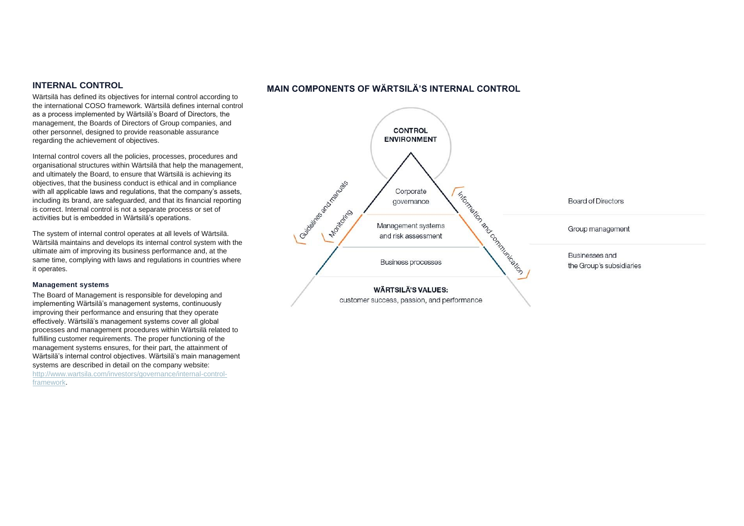## INTERNAL CONTROL

Wärtsilä has defined its objectives for internal control according to the international COSO framework. Wärtsilä defines internal control as a process implemented by Wärtsilä's Board of Directors, the management, the Boards of Directors of Group companies, and other personnel, designed to provide reasonable assurance regarding the achievement of objectives.

Internal control covers all the policies, processes, procedures and organisational structures within Wärtsilä that help the management, and ultimately the Board, to ensure that Wärtsilä is achieving its objectives, that the business conduct is ethical and in compliance with all applicable laws and regulations, that the company's assets, including its brand, are safeguarded, and that its financial reporting is correct. Internal control is not a separate process or set of activities but is embedded in Wärtsilä's operations.

The system of internal control operates at all levels of Wärtsilä. Wärtsilä maintains and develops its internal control system with the ultimate aim of improving its business performance and, at the same time, complying with laws and regulations in countries where it operates.

### Management systems

The Board of Management is responsible for developing and implementing Wärtsilä's management systems, continuously improving their performance and ensuring that they operate effectively. Wärtsilä's management systems cover all global processes and management procedures within Wärtsilä related to fulfilling customer requirements. The proper functioning of the management systems ensures, for their part, the attainment of Wärtsilä's internal control objectives. Wärtsilä's main management systems are described in detail on the company website: [http://www.wartsila.com/investors/governance/internal-control-framework](http://www.wartsila.com/investors/governance/internal-control-framework).

## MAIN COMPONENTS OF WÄRTSILÄ'S INTERNAL CONTROL

CONTROL ENVIRONMENT

Guidelines and manuals

Monitoring

Information and communication

| Level | Responsible |
| --- | --- |
| Corporate governance | Board of Directors |
| Management systems and risk assessment | Group management |
| Business processes | Businesses and the Group's subsidiaries |

**WÄRTSILÄ'S VALUES:**
customer success, passion, and performance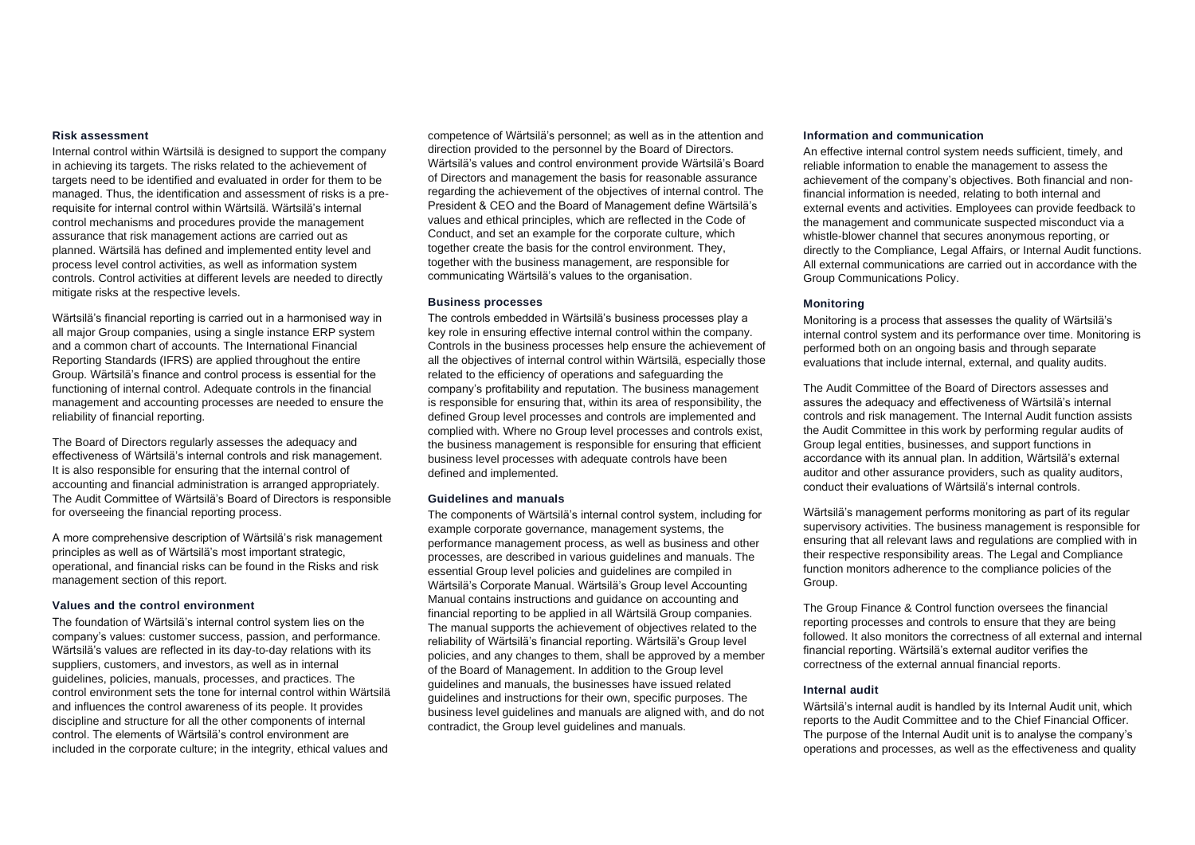### Risk assessment

Internal control within Wärtsilä is designed to support the company in achieving its targets. The risks related to the achievement of targets need to be identified and evaluated in order for them to be managed. Thus, the identification and assessment of risks is a pre-requisite for internal control within Wärtsilä. Wärtsilä's internal control mechanisms and procedures provide the management assurance that risk management actions are carried out as planned. Wärtsilä has defined and implemented entity level and process level control activities, as well as information system controls. Control activities at different levels are needed to directly mitigate risks at the respective levels.

Wärtsilä's financial reporting is carried out in a harmonised way in all major Group companies, using a single instance ERP system and a common chart of accounts. The International Financial Reporting Standards (IFRS) are applied throughout the entire Group. Wärtsilä's finance and control process is essential for the functioning of internal control. Adequate controls in the financial management and accounting processes are needed to ensure the reliability of financial reporting.

The Board of Directors regularly assesses the adequacy and effectiveness of Wärtsilä's internal controls and risk management. It is also responsible for ensuring that the internal control of accounting and financial administration is arranged appropriately. The Audit Committee of Wärtsilä's Board of Directors is responsible for overseeing the financial reporting process.

A more comprehensive description of Wärtsilä's risk management principles as well as of Wärtsilä's most important strategic, operational, and financial risks can be found in the Risks and risk management section of this report.

### Values and the control environment

The foundation of Wärtsilä's internal control system lies on the company's values: customer success, passion, and performance. Wärtsilä's values are reflected in its day-to-day relations with its suppliers, customers, and investors, as well as in internal guidelines, policies, manuals, processes, and practices. The control environment sets the tone for internal control within Wärtsilä and influences the control awareness of its people. It provides discipline and structure for all the other components of internal control. The elements of Wärtsilä's control environment are included in the corporate culture; in the integrity, ethical values and competence of Wärtsilä's personnel; as well as in the attention and direction provided to the personnel by the Board of Directors. Wärtsilä's values and control environment provide Wärtsilä's Board of Directors and management the basis for reasonable assurance regarding the achievement of the objectives of internal control. The President & CEO and the Board of Management define Wärtsilä's values and ethical principles, which are reflected in the Code of Conduct, and set an example for the corporate culture, which together create the basis for the control environment. They, together with the business management, are responsible for communicating Wärtsilä's values to the organisation.

### Business processes

The controls embedded in Wärtsilä's business processes play a key role in ensuring effective internal control within the company. Controls in the business processes help ensure the achievement of all the objectives of internal control within Wärtsilä, especially those related to the efficiency of operations and safeguarding the company's profitability and reputation. The business management is responsible for ensuring that, within its area of responsibility, the defined Group level processes and controls are implemented and complied with. Where no Group level processes and controls exist, the business management is responsible for ensuring that efficient business level processes with adequate controls have been defined and implemented.

### Guidelines and manuals

The components of Wärtsilä's internal control system, including for example corporate governance, management systems, the performance management process, as well as business and other processes, are described in various guidelines and manuals. The essential Group level policies and guidelines are compiled in Wärtsilä's Corporate Manual. Wärtsilä's Group level Accounting Manual contains instructions and guidance on accounting and financial reporting to be applied in all Wärtsilä Group companies. The manual supports the achievement of objectives related to the reliability of Wärtsilä's financial reporting. Wärtsilä's Group level policies, and any changes to them, shall be approved by a member of the Board of Management. In addition to the Group level guidelines and manuals, the businesses have issued related guidelines and instructions for their own, specific purposes. The business level guidelines and manuals are aligned with, and do not contradict, the Group level guidelines and manuals.

### Information and communication

An effective internal control system needs sufficient, timely, and reliable information to enable the management to assess the achievement of the company's objectives. Both financial and non-financial information is needed, relating to both internal and external events and activities. Employees can provide feedback to the management and communicate suspected misconduct via a whistle-blower channel that secures anonymous reporting, or directly to the Compliance, Legal Affairs, or Internal Audit functions. All external communications are carried out in accordance with the Group Communications Policy.

### Monitoring

Monitoring is a process that assesses the quality of Wärtsilä's internal control system and its performance over time. Monitoring is performed both on an ongoing basis and through separate evaluations that include internal, external, and quality audits.

The Audit Committee of the Board of Directors assesses and assures the adequacy and effectiveness of Wärtsilä's internal controls and risk management. The Internal Audit function assists the Audit Committee in this work by performing regular audits of Group legal entities, businesses, and support functions in accordance with its annual plan. In addition, Wärtsilä's external auditor and other assurance providers, such as quality auditors, conduct their evaluations of Wärtsilä's internal controls.

Wärtsilä's management performs monitoring as part of its regular supervisory activities. The business management is responsible for ensuring that all relevant laws and regulations are complied with in their respective responsibility areas. The Legal and Compliance function monitors adherence to the compliance policies of the Group.

The Group Finance & Control function oversees the financial reporting processes and controls to ensure that they are being followed. It also monitors the correctness of all external and internal financial reporting. Wärtsilä's external auditor verifies the correctness of the external annual financial reports.

### Internal audit

Wärtsilä's internal audit is handled by its Internal Audit unit, which reports to the Audit Committee and to the Chief Financial Officer. The purpose of the Internal Audit unit is to analyse the company's operations and processes, as well as the effectiveness and quality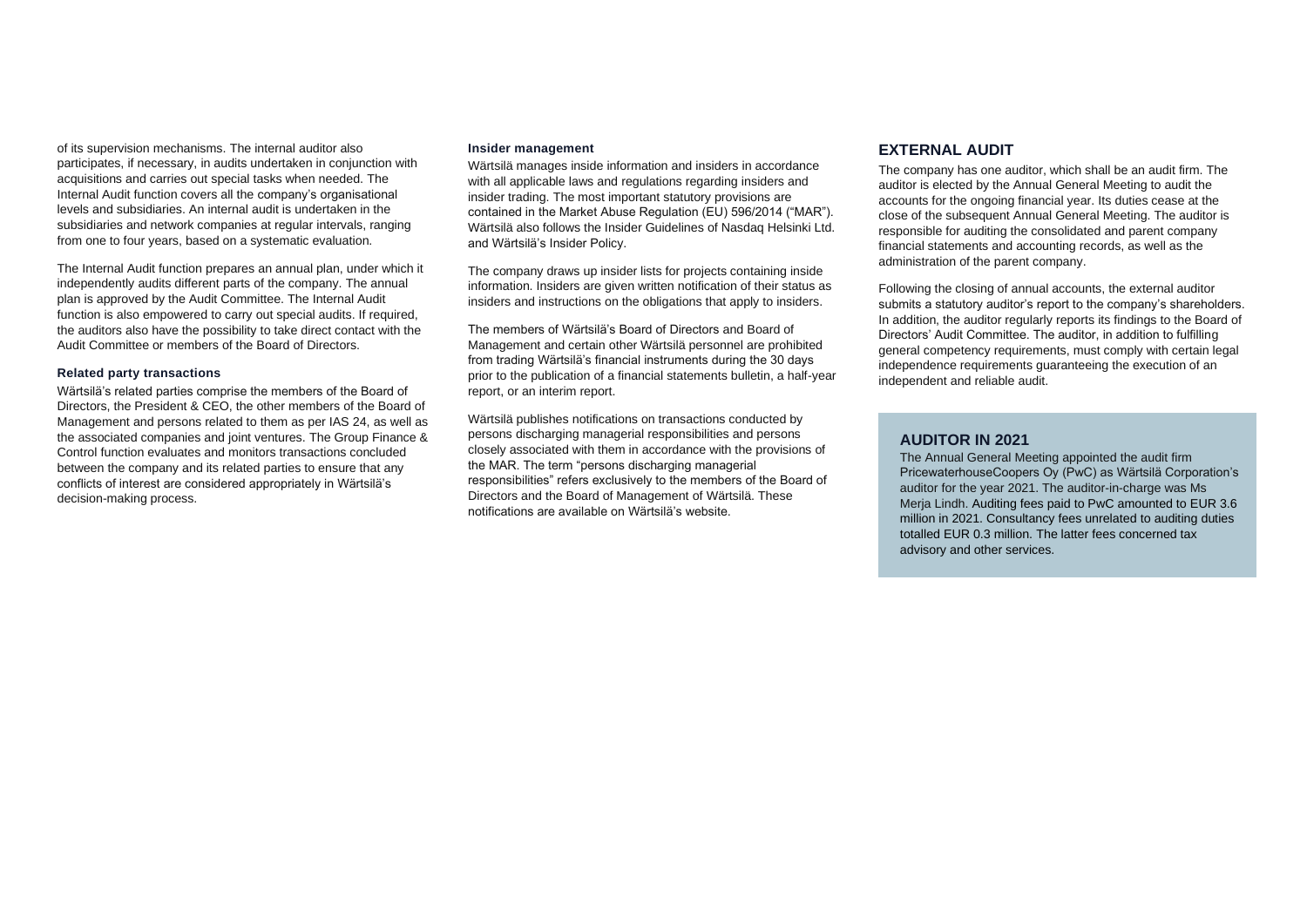of its supervision mechanisms. The internal auditor also participates, if necessary, in audits undertaken in conjunction with acquisitions and carries out special tasks when needed. The Internal Audit function covers all the company's organisational levels and subsidiaries. An internal audit is undertaken in the subsidiaries and network companies at regular intervals, ranging from one to four years, based on a systematic evaluation.

The Internal Audit function prepares an annual plan, under which it independently audits different parts of the company. The annual plan is approved by the Audit Committee. The Internal Audit function is also empowered to carry out special audits. If required, the auditors also have the possibility to take direct contact with the Audit Committee or members of the Board of Directors.

### Related party transactions

Wärtsilä's related parties comprise the members of the Board of Directors, the President & CEO, the other members of the Board of Management and persons related to them as per IAS 24, as well as the associated companies and joint ventures. The Group Finance & Control function evaluates and monitors transactions concluded between the company and its related parties to ensure that any conflicts of interest are considered appropriately in Wärtsilä's decision-making process.

### Insider management

Wärtsilä manages inside information and insiders in accordance with all applicable laws and regulations regarding insiders and insider trading. The most important statutory provisions are contained in the Market Abuse Regulation (EU) 596/2014 ("MAR"). Wärtsilä also follows the Insider Guidelines of Nasdaq Helsinki Ltd. and Wärtsilä's Insider Policy.

The company draws up insider lists for projects containing inside information. Insiders are given written notification of their status as insiders and instructions on the obligations that apply to insiders.

The members of Wärtsilä's Board of Directors and Board of Management and certain other Wärtsilä personnel are prohibited from trading Wärtsilä's financial instruments during the 30 days prior to the publication of a financial statements bulletin, a half-year report, or an interim report.

Wärtsilä publishes notifications on transactions conducted by persons discharging managerial responsibilities and persons closely associated with them in accordance with the provisions of the MAR. The term "persons discharging managerial responsibilities" refers exclusively to the members of the Board of Directors and the Board of Management of Wärtsilä. These notifications are available on Wärtsilä's website.

## EXTERNAL AUDIT

The company has one auditor, which shall be an audit firm. The auditor is elected by the Annual General Meeting to audit the accounts for the ongoing financial year. Its duties cease at the close of the subsequent Annual General Meeting. The auditor is responsible for auditing the consolidated and parent company financial statements and accounting records, as well as the administration of the parent company.

Following the closing of annual accounts, the external auditor submits a statutory auditor's report to the company's shareholders. In addition, the auditor regularly reports its findings to the Board of Directors' Audit Committee. The auditor, in addition to fulfilling general competency requirements, must comply with certain legal independence requirements guaranteeing the execution of an independent and reliable audit.

## AUDITOR IN 2021

The Annual General Meeting appointed the audit firm PricewaterhouseCoopers Oy (PwC) as Wärtsilä Corporation's auditor for the year 2021. The auditor-in-charge was Ms Merja Lindh. Auditing fees paid to PwC amounted to EUR 3.6 million in 2021. Consultancy fees unrelated to auditing duties totalled EUR 0.3 million. The latter fees concerned tax advisory and other services.